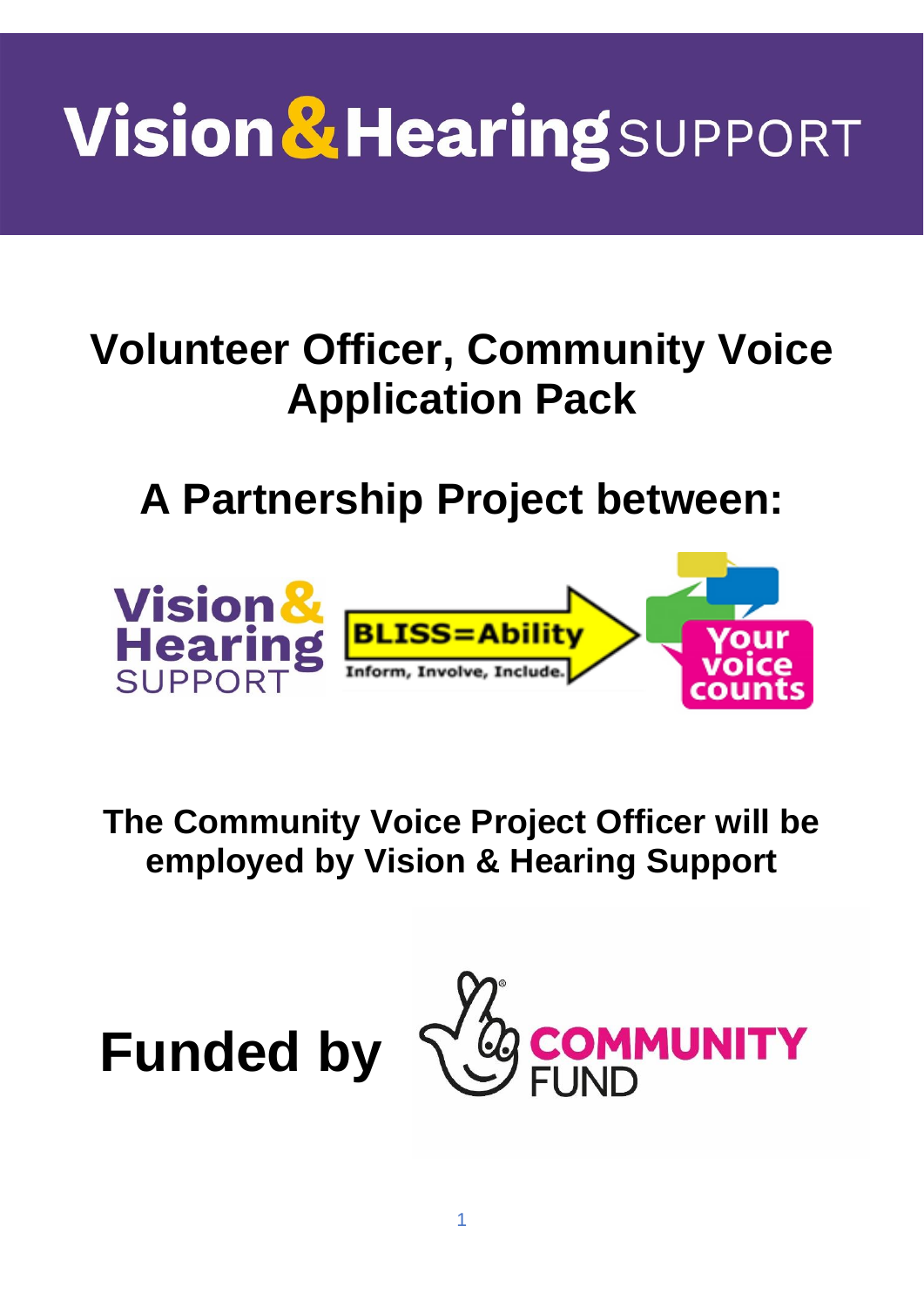# Vision & Hearing SUPPORT

# Volunteer Officer, Community Voice Application Pack

## A Partnership Project between:

Vision & Hearing SUPPORT

BLISS=Ability

Inform, Involve, Include.

Your voice counts

### The Community Voice Project Officer will be employed by Vision & Hearing Support

## Funded by

COMMUNITY FUND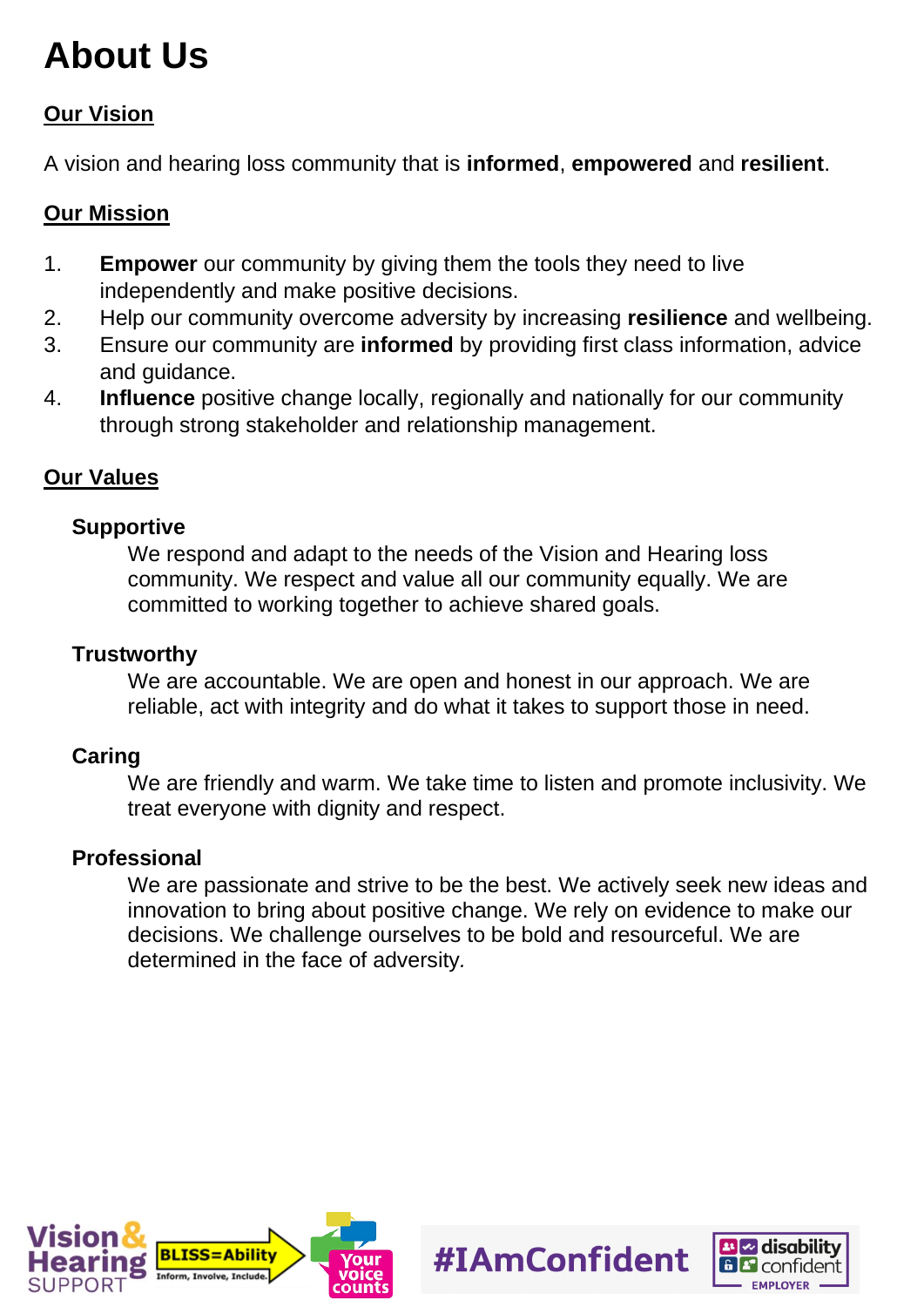# About Us

## Our Vision

A vision and hearing loss community that is **informed**, **empowered** and **resilient**.

## Our Mission

1. **Empower** our community by giving them the tools they need to live independently and make positive decisions.
2. Help our community overcome adversity by increasing **resilience** and wellbeing.
3. Ensure our community are **informed** by providing first class information, advice and guidance.
4. **Influence** positive change locally, regionally and nationally for our community through strong stakeholder and relationship management.

## Our Values

### Supportive

We respond and adapt to the needs of the Vision and Hearing loss community. We respect and value all our community equally. We are committed to working together to achieve shared goals.

### Trustworthy

We are accountable. We are open and honest in our approach. We are reliable, act with integrity and do what it takes to support those in need.

### Caring

We are friendly and warm. We take time to listen and promote inclusivity. We treat everyone with dignity and respect.

### Professional

We are passionate and strive to be the best. We actively seek new ideas and innovation to bring about positive change. We rely on evidence to make our decisions. We challenge ourselves to be bold and resourceful. We are determined in the face of adversity.

Vision & Hearing SUPPORT | BLISS=Ability Inform, Involve, Include. | Your voice counts | #IAmConfident | disability confident EMPLOYER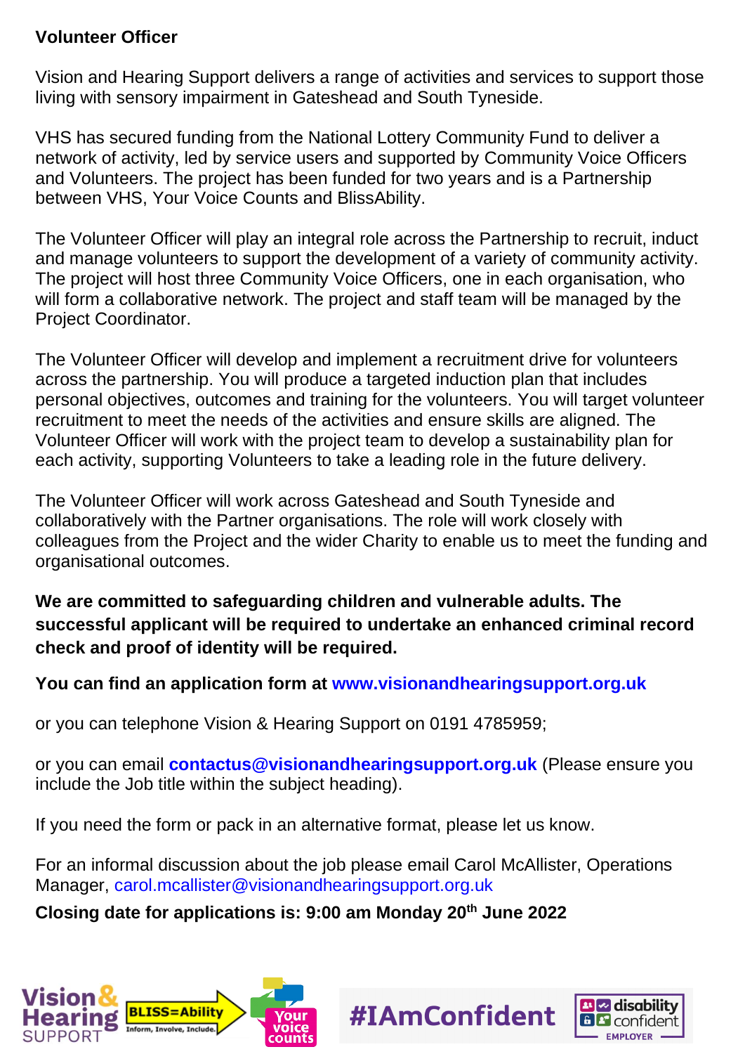**Volunteer Officer**

Vision and Hearing Support delivers a range of activities and services to support those living with sensory impairment in Gateshead and South Tyneside.

VHS has secured funding from the National Lottery Community Fund to deliver a network of activity, led by service users and supported by Community Voice Officers and Volunteers. The project has been funded for two years and is a Partnership between VHS, Your Voice Counts and BlissAbility.

The Volunteer Officer will play an integral role across the Partnership to recruit, induct and manage volunteers to support the development of a variety of community activity. The project will host three Community Voice Officers, one in each organisation, who will form a collaborative network. The project and staff team will be managed by the Project Coordinator.

The Volunteer Officer will develop and implement a recruitment drive for volunteers across the partnership. You will produce a targeted induction plan that includes personal objectives, outcomes and training for the volunteers. You will target volunteer recruitment to meet the needs of the activities and ensure skills are aligned. The Volunteer Officer will work with the project team to develop a sustainability plan for each activity, supporting Volunteers to take a leading role in the future delivery.

The Volunteer Officer will work across Gateshead and South Tyneside and collaboratively with the Partner organisations. The role will work closely with colleagues from the Project and the wider Charity to enable us to meet the funding and organisational outcomes.

**We are committed to safeguarding children and vulnerable adults. The successful applicant will be required to undertake an enhanced criminal record check and proof of identity will be required.**

**You can find an application form at www.visionandhearingsupport.org.uk**

or you can telephone Vision & Hearing Support on 0191 4785959;

or you can email **contactus@visionandhearingsupport.org.uk** (Please ensure you include the Job title within the subject heading).

If you need the form or pack in an alternative format, please let us know.

For an informal discussion about the job please email Carol McAllister, Operations Manager, carol.mcallister@visionandhearingsupport.org.uk

**Closing date for applications is: 9:00 am Monday 20th June 2022**

Vision & Hearing SUPPORT | BLISS=Ability Inform, Involve, Include. | Your voice counts | #IAmConfident | disability confident EMPLOYER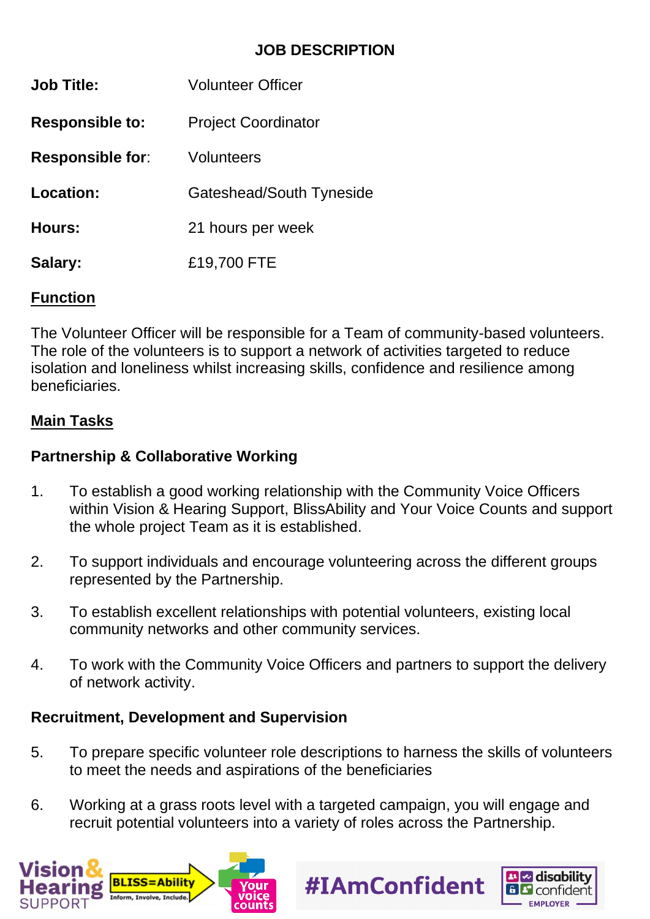## JOB DESCRIPTION

| | |
|---|---|
| **Job Title:** | Volunteer Officer |
| **Responsible to:** | Project Coordinator |
| **Responsible for:** | Volunteers |
| **Location:** | Gateshead/South Tyneside |
| **Hours:** | 21 hours per week |
| **Salary:** | £19,700 FTE |

### Function

The Volunteer Officer will be responsible for a Team of community-based volunteers. The role of the volunteers is to support a network of activities targeted to reduce isolation and loneliness whilst increasing skills, confidence and resilience among beneficiaries.

### Main Tasks

**Partnership & Collaborative Working**

1. To establish a good working relationship with the Community Voice Officers within Vision & Hearing Support, BlissAbility and Your Voice Counts and support the whole project Team as it is established.
2. To support individuals and encourage volunteering across the different groups represented by the Partnership.
3. To establish excellent relationships with potential volunteers, existing local community networks and other community services.
4. To work with the Community Voice Officers and partners to support the delivery of network activity.

**Recruitment, Development and Supervision**

5. To prepare specific volunteer role descriptions to harness the skills of volunteers to meet the needs and aspirations of the beneficiaries
6. Working at a grass roots level with a targeted campaign, you will engage and recruit potential volunteers into a variety of roles across the Partnership.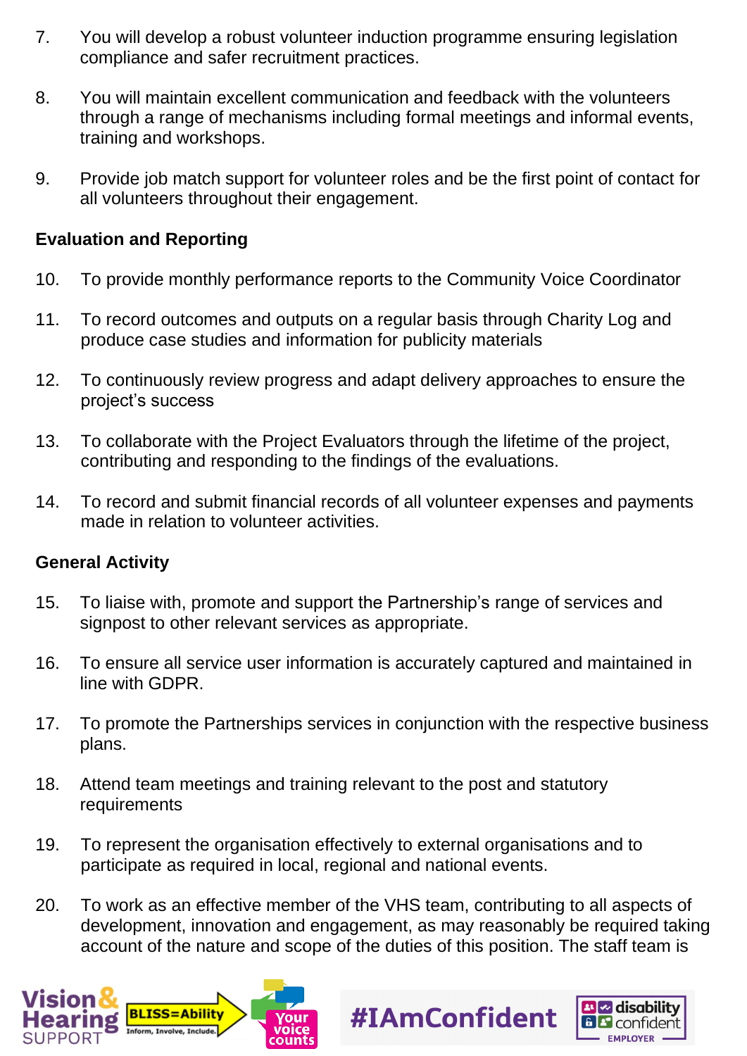7. You will develop a robust volunteer induction programme ensuring legislation compliance and safer recruitment practices.

8. You will maintain excellent communication and feedback with the volunteers through a range of mechanisms including formal meetings and informal events, training and workshops.

9. Provide job match support for volunteer roles and be the first point of contact for all volunteers throughout their engagement.

**Evaluation and Reporting**

10. To provide monthly performance reports to the Community Voice Coordinator

11. To record outcomes and outputs on a regular basis through Charity Log and produce case studies and information for publicity materials

12. To continuously review progress and adapt delivery approaches to ensure the project's success

13. To collaborate with the Project Evaluators through the lifetime of the project, contributing and responding to the findings of the evaluations.

14. To record and submit financial records of all volunteer expenses and payments made in relation to volunteer activities.

**General Activity**

15. To liaise with, promote and support the Partnership's range of services and signpost to other relevant services as appropriate.

16. To ensure all service user information is accurately captured and maintained in line with GDPR.

17. To promote the Partnerships services in conjunction with the respective business plans.

18. Attend team meetings and training relevant to the post and statutory requirements

19. To represent the organisation effectively to external organisations and to participate as required in local, regional and national events.

20. To work as an effective member of the VHS team, contributing to all aspects of development, innovation and engagement, as may reasonably be required taking account of the nature and scope of the duties of this position. The staff team is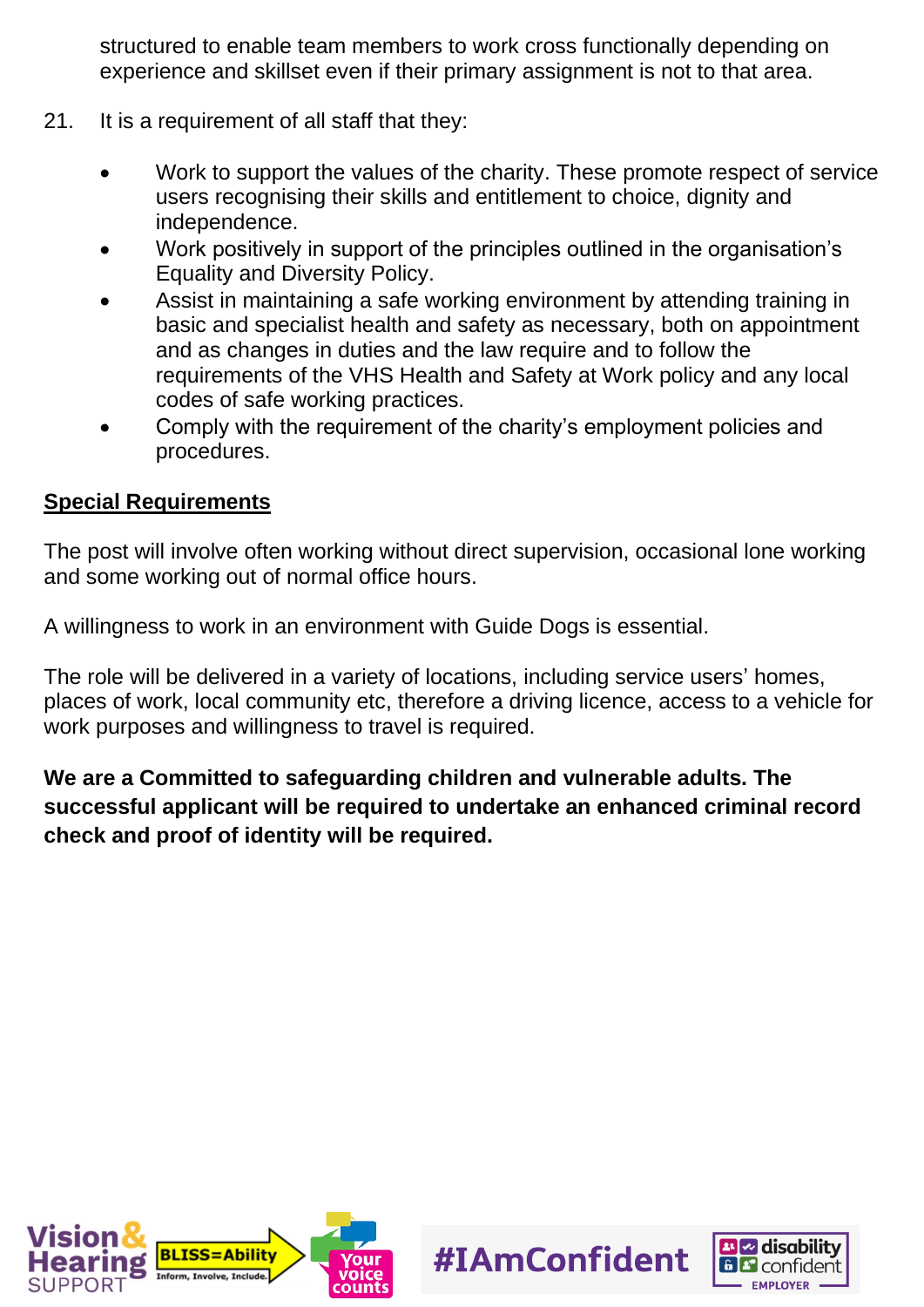structured to enable team members to work cross functionally depending on experience and skillset even if their primary assignment is not to that area.

21. It is a requirement of all staff that they:

- Work to support the values of the charity. These promote respect of service users recognising their skills and entitlement to choice, dignity and independence.
- Work positively in support of the principles outlined in the organisation's Equality and Diversity Policy.
- Assist in maintaining a safe working environment by attending training in basic and specialist health and safety as necessary, both on appointment and as changes in duties and the law require and to follow the requirements of the VHS Health and Safety at Work policy and any local codes of safe working practices.
- Comply with the requirement of the charity's employment policies and procedures.

## Special Requirements

The post will involve often working without direct supervision, occasional lone working and some working out of normal office hours.

A willingness to work in an environment with Guide Dogs is essential.

The role will be delivered in a variety of locations, including service users' homes, places of work, local community etc, therefore a driving licence, access to a vehicle for work purposes and willingness to travel is required.

**We are a Committed to safeguarding children and vulnerable adults. The successful applicant will be required to undertake an enhanced criminal record check and proof of identity will be required.**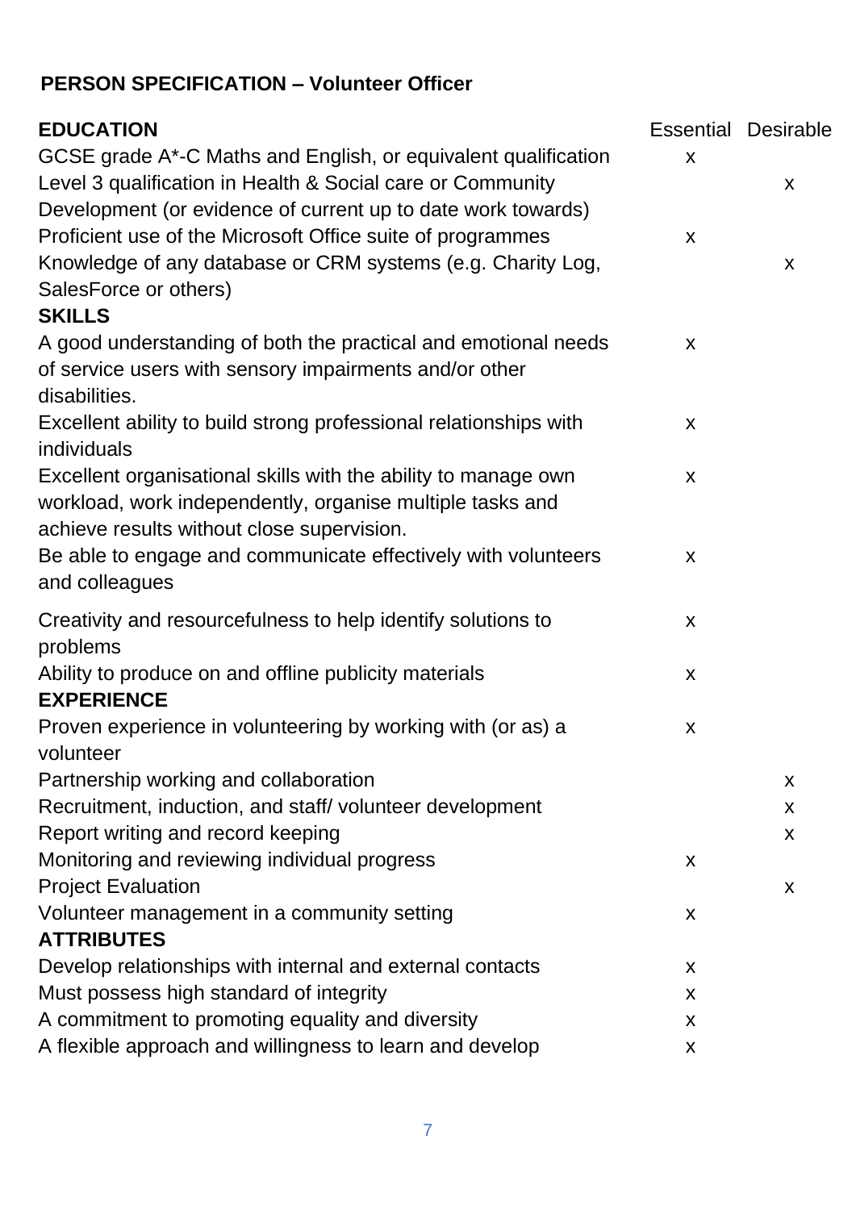**PERSON SPECIFICATION – Volunteer Officer**

| | Essential | Desirable |
|---|---|---|
| **EDUCATION** | | |
| GCSE grade A*-C Maths and English, or equivalent qualification | x | |
| Level 3 qualification in Health & Social care or Community Development (or evidence of current up to date work towards) | | x |
| Proficient use of the Microsoft Office suite of programmes | x | |
| Knowledge of any database or CRM systems (e.g. Charity Log, SalesForce or others) | | x |
| **SKILLS** | | |
| A good understanding of both the practical and emotional needs of service users with sensory impairments and/or other disabilities. | x | |
| Excellent ability to build strong professional relationships with individuals | x | |
| Excellent organisational skills with the ability to manage own workload, work independently, organise multiple tasks and achieve results without close supervision. | x | |
| Be able to engage and communicate effectively with volunteers and colleagues | x | |
| Creativity and resourcefulness to help identify solutions to problems | x | |
| Ability to produce on and offline publicity materials | x | |
| **EXPERIENCE** | | |
| Proven experience in volunteering by working with (or as) a volunteer | x | |
| Partnership working and collaboration | | x |
| Recruitment, induction, and staff/ volunteer development | | x |
| Report writing and record keeping | | x |
| Monitoring and reviewing individual progress | x | |
| Project Evaluation | | x |
| Volunteer management in a community setting | x | |
| **ATTRIBUTES** | | |
| Develop relationships with internal and external contacts | x | |
| Must possess high standard of integrity | x | |
| A commitment to promoting equality and diversity | x | |
| A flexible approach and willingness to learn and develop | x | |